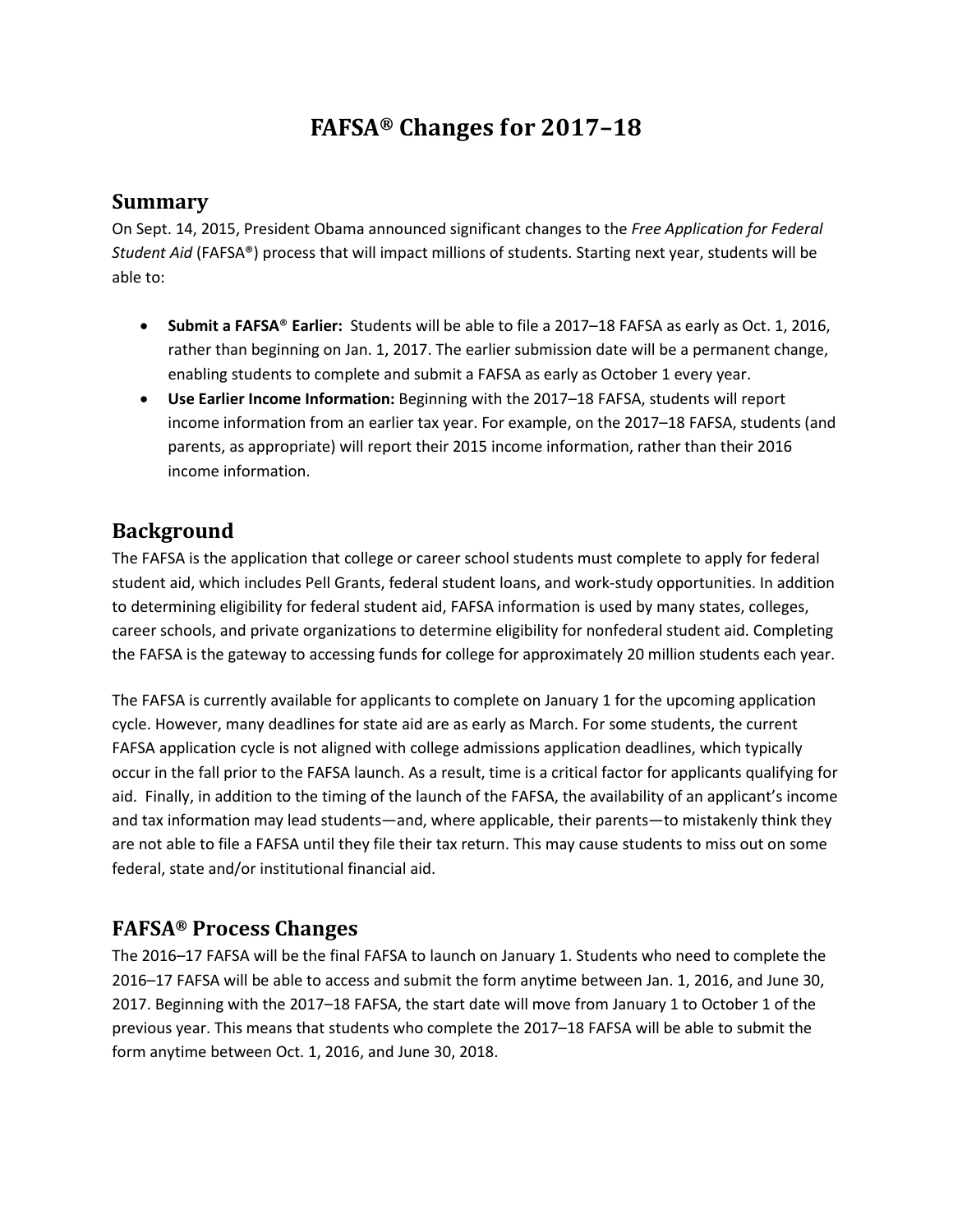# FAFSA® Changes for 2017–18

## Summary

On Sept. 14, 2015, President Obama announced significant changes to the *Free Application for Federal Student Aid* (FAFSA®) process that will impact millions of students. Starting next year, students will be able to:

- **Submit a FAFSA® Earlier:** Students will be able to file a 2017–18 FAFSA as early as Oct. 1, 2016, rather than beginning on Jan. 1, 2017. The earlier submission date will be a permanent change, enabling students to complete and submit a FAFSA as early as October 1 every year.
- **Use Earlier Income Information:** Beginning with the 2017–18 FAFSA, students will report income information from an earlier tax year. For example, on the 2017–18 FAFSA, students (and parents, as appropriate) will report their 2015 income information, rather than their 2016 income information.

## Background

The FAFSA is the application that college or career school students must complete to apply for federal student aid, which includes Pell Grants, federal student loans, and work-study opportunities. In addition to determining eligibility for federal student aid, FAFSA information is used by many states, colleges, career schools, and private organizations to determine eligibility for nonfederal student aid. Completing the FAFSA is the gateway to accessing funds for college for approximately 20 million students each year.

The FAFSA is currently available for applicants to complete on January 1 for the upcoming application cycle. However, many deadlines for state aid are as early as March. For some students, the current FAFSA application cycle is not aligned with college admissions application deadlines, which typically occur in the fall prior to the FAFSA launch. As a result, time is a critical factor for applicants qualifying for aid. Finally, in addition to the timing of the launch of the FAFSA, the availability of an applicant's income and tax information may lead students—and, where applicable, their parents—to mistakenly think they are not able to file a FAFSA until they file their tax return. This may cause students to miss out on some federal, state and/or institutional financial aid.

## FAFSA® Process Changes

The 2016–17 FAFSA will be the final FAFSA to launch on January 1. Students who need to complete the 2016–17 FAFSA will be able to access and submit the form anytime between Jan. 1, 2016, and June 30, 2017. Beginning with the 2017–18 FAFSA, the start date will move from January 1 to October 1 of the previous year. This means that students who complete the 2017–18 FAFSA will be able to submit the form anytime between Oct. 1, 2016, and June 30, 2018.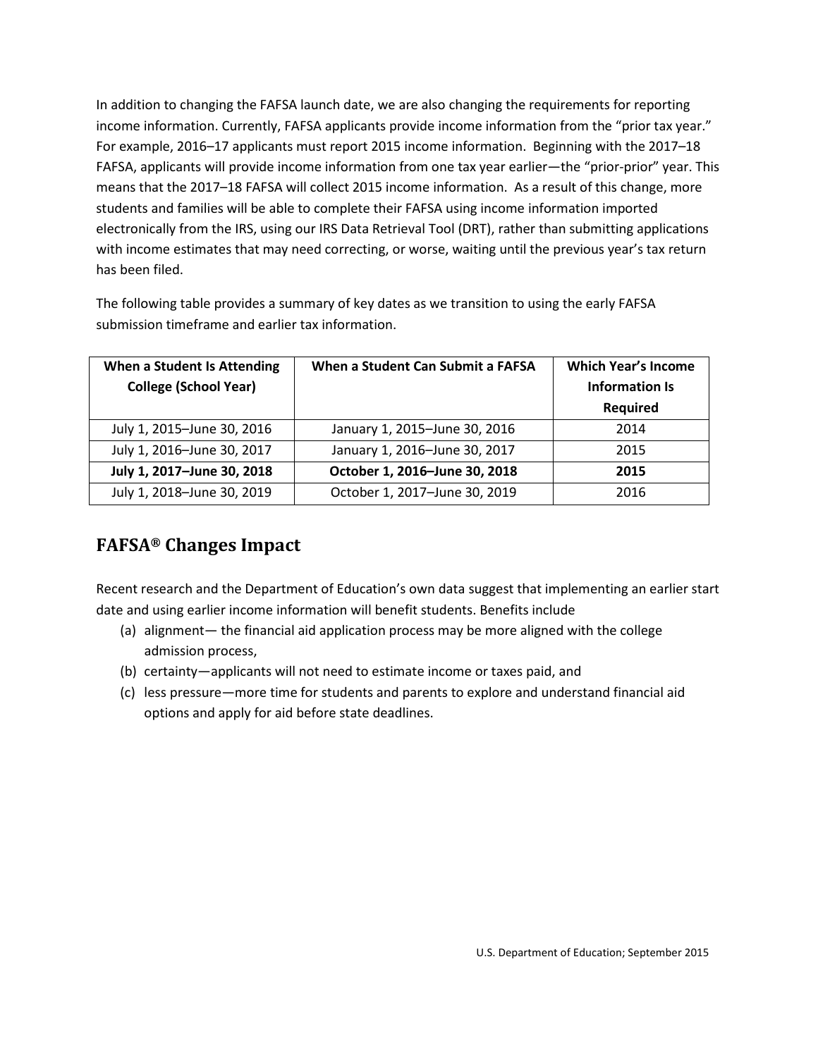In addition to changing the FAFSA launch date, we are also changing the requirements for reporting income information. Currently, FAFSA applicants provide income information from the "prior tax year." For example, 2016–17 applicants must report 2015 income information. Beginning with the 2017–18 FAFSA, applicants will provide income information from one tax year earlier—the "prior-prior" year. This means that the 2017–18 FAFSA will collect 2015 income information. As a result of this change, more students and families will be able to complete their FAFSA using income information imported electronically from the IRS, using our IRS Data Retrieval Tool (DRT), rather than submitting applications with income estimates that may need correcting, or worse, waiting until the previous year's tax return has been filed.

The following table provides a summary of key dates as we transition to using the early FAFSA submission timeframe and earlier tax information.

| When a Student Is Attending College (School Year) | When a Student Can Submit a FAFSA | Which Year's Income Information Is Required |
|---|---|---|
| July 1, 2015–June 30, 2016 | January 1, 2015–June 30, 2016 | 2014 |
| July 1, 2016–June 30, 2017 | January 1, 2016–June 30, 2017 | 2015 |
| **July 1, 2017–June 30, 2018** | **October 1, 2016–June 30, 2018** | **2015** |
| July 1, 2018–June 30, 2019 | October 1, 2017–June 30, 2019 | 2016 |

## FAFSA® Changes Impact

Recent research and the Department of Education's own data suggest that implementing an earlier start date and using earlier income information will benefit students. Benefits include

(a) alignment— the financial aid application process may be more aligned with the college admission process,

(b) certainty—applicants will not need to estimate income or taxes paid, and

(c) less pressure—more time for students and parents to explore and understand financial aid options and apply for aid before state deadlines.

U.S. Department of Education; September 2015